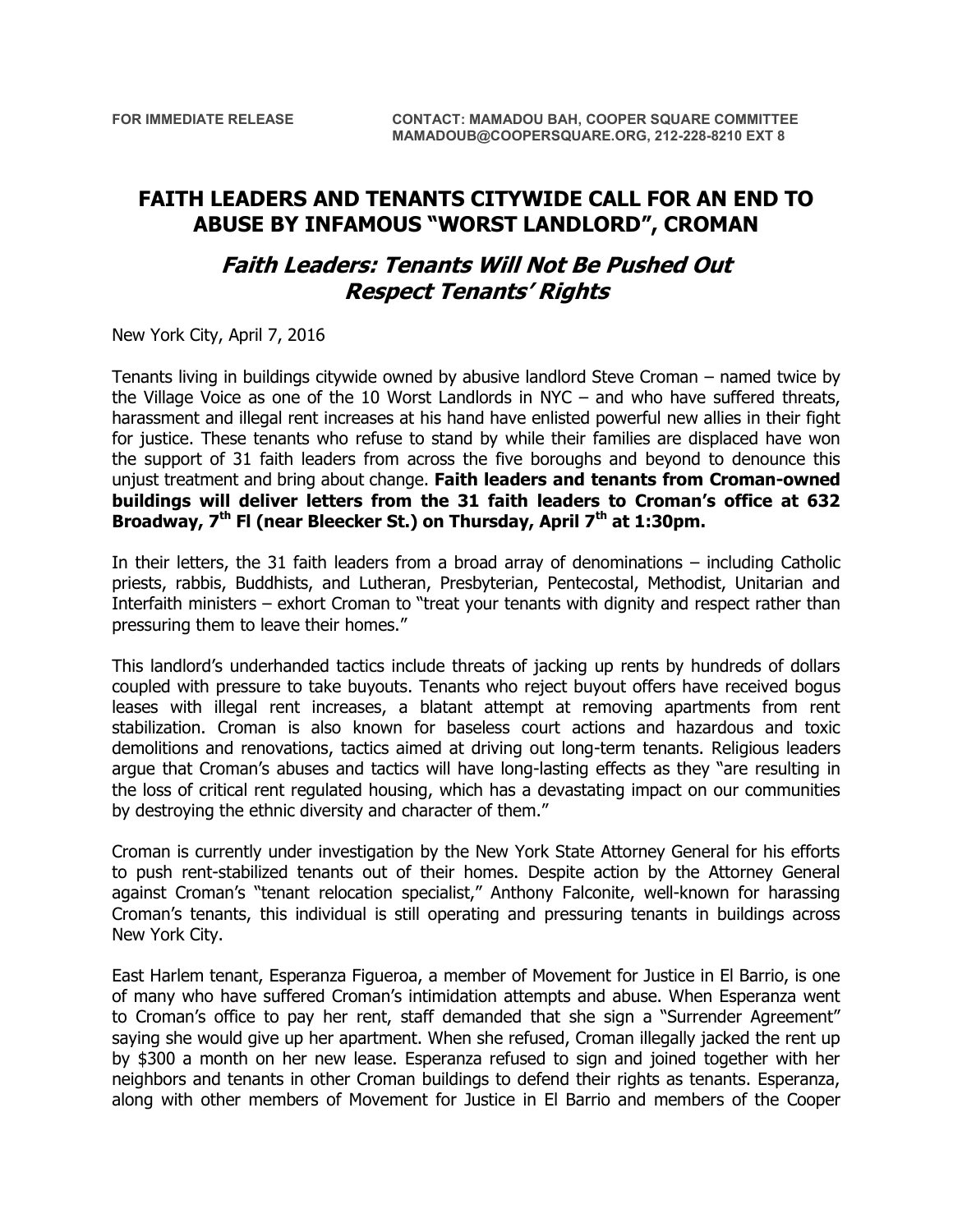**FOR IMMEDIATE RELEASE**

**CONTACT: MAMADOU BAH, COOPER SQUARE COMMITTEE**
**MAMADOUB@COOPERSQUARE.ORG, 212-228-8210 EXT 8**

# FAITH LEADERS AND TENANTS CITYWIDE CALL FOR AN END TO ABUSE BY INFAMOUS "WORST LANDLORD", CROMAN

## *Faith Leaders: Tenants Will Not Be Pushed Out Respect Tenants' Rights*

New York City, April 7, 2016

Tenants living in buildings citywide owned by abusive landlord Steve Croman – named twice by the Village Voice as one of the 10 Worst Landlords in NYC – and who have suffered threats, harassment and illegal rent increases at his hand have enlisted powerful new allies in their fight for justice. These tenants who refuse to stand by while their families are displaced have won the support of 31 faith leaders from across the five boroughs and beyond to denounce this unjust treatment and bring about change. **Faith leaders and tenants from Croman-owned buildings will deliver letters from the 31 faith leaders to Croman's office at 632 Broadway, 7th Fl (near Bleecker St.) on Thursday, April 7th at 1:30pm.**

In their letters, the 31 faith leaders from a broad array of denominations – including Catholic priests, rabbis, Buddhists, and Lutheran, Presbyterian, Pentecostal, Methodist, Unitarian and Interfaith ministers – exhort Croman to "treat your tenants with dignity and respect rather than pressuring them to leave their homes."

This landlord's underhanded tactics include threats of jacking up rents by hundreds of dollars coupled with pressure to take buyouts. Tenants who reject buyout offers have received bogus leases with illegal rent increases, a blatant attempt at removing apartments from rent stabilization. Croman is also known for baseless court actions and hazardous and toxic demolitions and renovations, tactics aimed at driving out long-term tenants. Religious leaders argue that Croman's abuses and tactics will have long-lasting effects as they "are resulting in the loss of critical rent regulated housing, which has a devastating impact on our communities by destroying the ethnic diversity and character of them."

Croman is currently under investigation by the New York State Attorney General for his efforts to push rent-stabilized tenants out of their homes. Despite action by the Attorney General against Croman's "tenant relocation specialist," Anthony Falconite, well-known for harassing Croman's tenants, this individual is still operating and pressuring tenants in buildings across New York City.

East Harlem tenant, Esperanza Figueroa, a member of Movement for Justice in El Barrio, is one of many who have suffered Croman's intimidation attempts and abuse. When Esperanza went to Croman's office to pay her rent, staff demanded that she sign a "Surrender Agreement" saying she would give up her apartment. When she refused, Croman illegally jacked the rent up by $300 a month on her new lease. Esperanza refused to sign and joined together with her neighbors and tenants in other Croman buildings to defend their rights as tenants. Esperanza, along with other members of Movement for Justice in El Barrio and members of the Cooper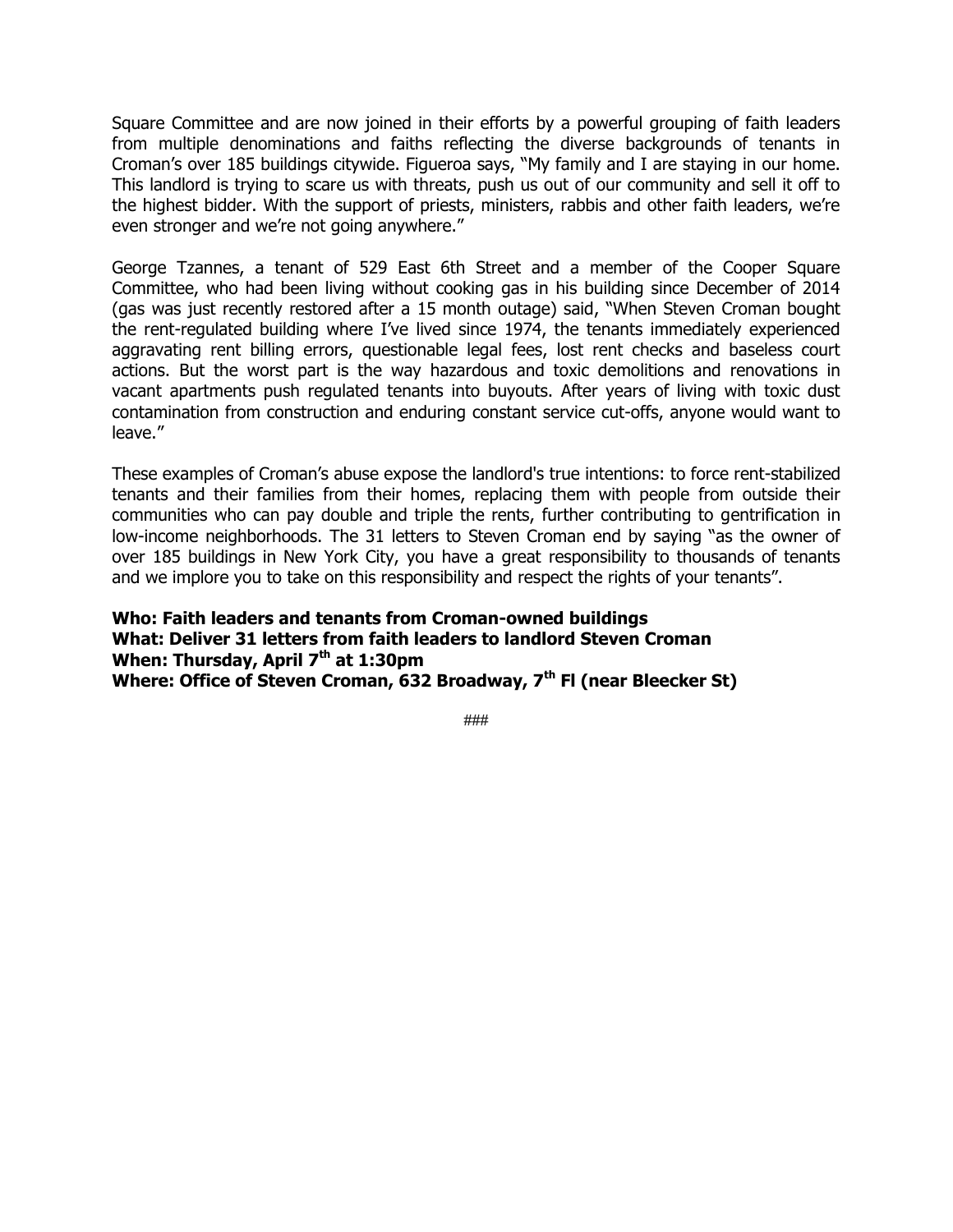Square Committee and are now joined in their efforts by a powerful grouping of faith leaders from multiple denominations and faiths reflecting the diverse backgrounds of tenants in Croman's over 185 buildings citywide. Figueroa says, "My family and I are staying in our home. This landlord is trying to scare us with threats, push us out of our community and sell it off to the highest bidder. With the support of priests, ministers, rabbis and other faith leaders, we're even stronger and we're not going anywhere."

George Tzannes, a tenant of 529 East 6th Street and a member of the Cooper Square Committee, who had been living without cooking gas in his building since December of 2014 (gas was just recently restored after a 15 month outage) said, "When Steven Croman bought the rent-regulated building where I've lived since 1974, the tenants immediately experienced aggravating rent billing errors, questionable legal fees, lost rent checks and baseless court actions. But the worst part is the way hazardous and toxic demolitions and renovations in vacant apartments push regulated tenants into buyouts. After years of living with toxic dust contamination from construction and enduring constant service cut-offs, anyone would want to leave."

These examples of Croman's abuse expose the landlord's true intentions: to force rent-stabilized tenants and their families from their homes, replacing them with people from outside their communities who can pay double and triple the rents, further contributing to gentrification in low-income neighborhoods. The 31 letters to Steven Croman end by saying "as the owner of over 185 buildings in New York City, you have a great responsibility to thousands of tenants and we implore you to take on this responsibility and respect the rights of your tenants".

**Who: Faith leaders and tenants from Croman-owned buildings**
**What: Deliver 31 letters from faith leaders to landlord Steven Croman**
**When: Thursday, April 7th at 1:30pm**
**Where: Office of Steven Croman, 632 Broadway, 7th Fl (near Bleecker St)**

###